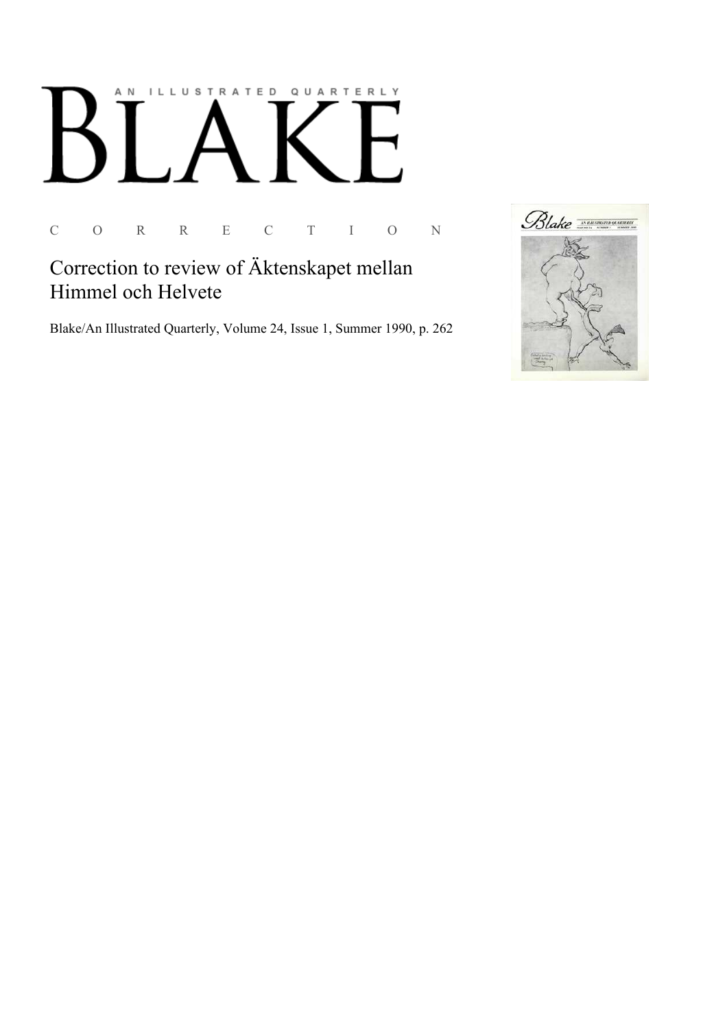AN ILLUSTRATED QUARTERLY

# BLAKE

C O R R E C T I O N

## Correction to review of Äktenskapet mellan Himmel och Helvete

Blake/An Illustrated Quarterly, Volume 24, Issue 1, Summer 1990, p. 262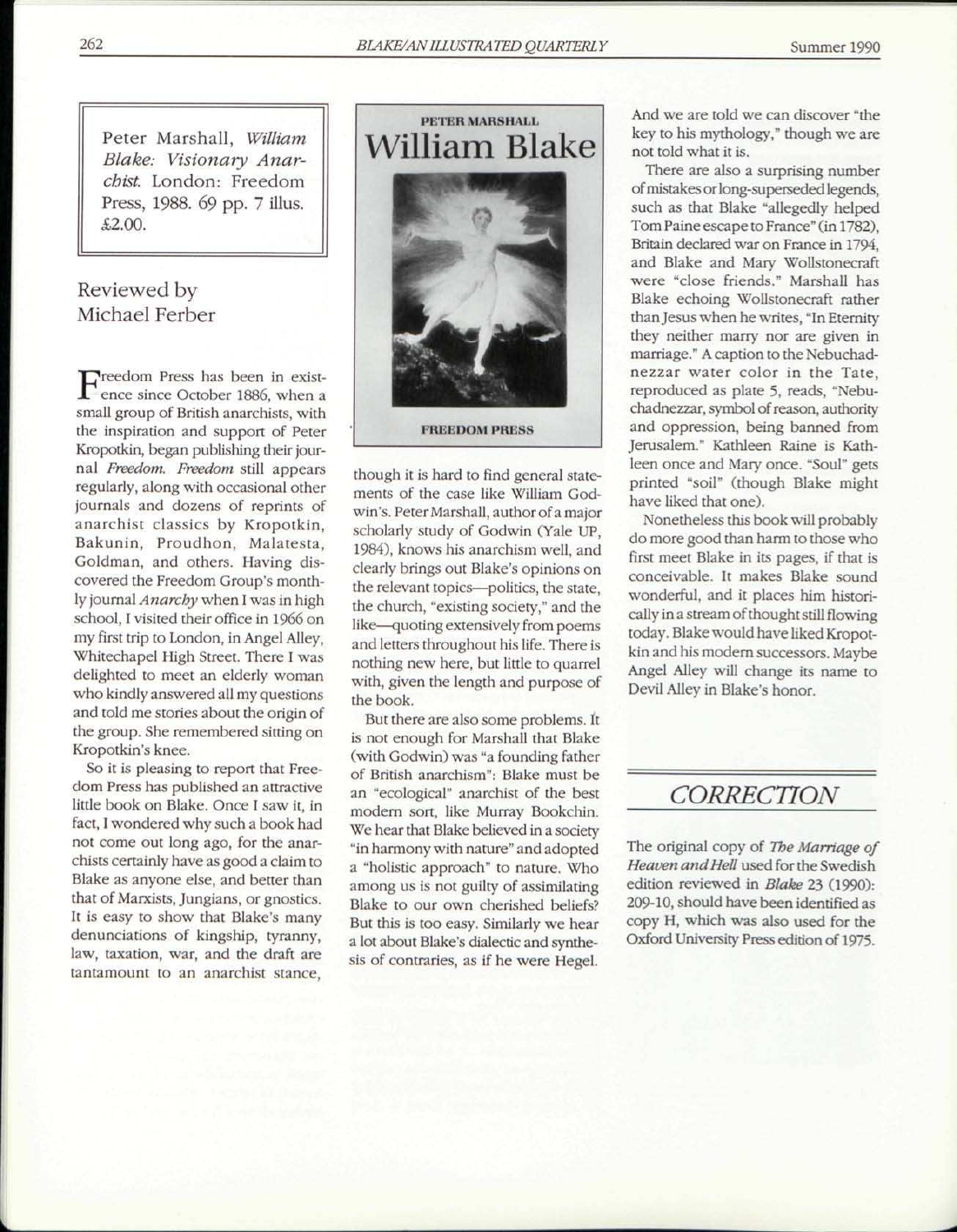Peter Marshall, *William Blake: Visionary Anarchist.* London: Freedom Press, 1988. 69 pp. 7 illus. £2.00.

## Reviewed by Michael Ferber

Freedom Press has been in existence since October 1886, when a small group of British anarchists, with the inspiration and support of Peter Kropotkin, began publishing their journal *Freedom*. *Freedom* still appears regularly, along with occasional other journals and dozens of reprints of anarchist classics by Kropotkin, Bakunin, Proudhon, Malatesta, Goldman, and others. Having discovered the Freedom Group's monthly journal *Anarchy* when I was in high school, I visited their office in 1966 on my first trip to London, in Angel Alley, Whitechapel High Street. There I was delighted to meet an elderly woman who kindly answered all my questions and told me stories about the origin of the group. She remembered sitting on Kropotkin's knee.

So it is pleasing to report that Freedom Press has published an attractive little book on Blake. Once I saw it, in fact, I wondered why such a book had not come out long ago, for the anarchists certainly have as good a claim to Blake as anyone else, and better than that of Marxists, Jungians, or gnostics. It is easy to show that Blake's many denunciations of kingship, tyranny, law, taxation, war, and the draft are tantamount to an anarchist stance, though it is hard to find general statements of the case like William Godwin's. Peter Marshall, author of a major scholarly study of Godwin (Yale UP, 1984), knows his anarchism well, and clearly brings out Blake's opinions on the relevant topics—politics, the state, the church, "existing society," and the like—quoting extensively from poems and letters throughout his life. There is nothing new here, but little to quarrel with, given the length and purpose of the book.

But there are also some problems. It is not enough for Marshall that Blake (with Godwin) was "a founding father of British anarchism": Blake must be an "ecological" anarchist of the best modern sort, like Murray Bookchin. We hear that Blake believed in a society "in harmony with nature" and adopted a "holistic approach" to nature. Who among us is not guilty of assimilating Blake to our own cherished beliefs? But this is too easy. Similarly we hear a lot about Blake's dialectic and synthesis of contraries, as if he were Hegel. And we are told we can discover "the key to his mythology," though we are not told what it is.

There are also a surprising number of mistakes or long-superseded legends, such as that Blake "allegedly helped Tom Paine escape to France" (in 1782), Britain declared war on France in 1794, and Blake and Mary Wollstonecraft were "close friends." Marshall has Blake echoing Wollstonecraft rather than Jesus when he writes, "In Eternity they neither marry nor are given in marriage." A caption to the Nebuchadnezzar water color in the Tate, reproduced as plate 5, reads, "Nebuchadnezzar, symbol of reason, authority and oppression, being banned from Jerusalem." Kathleen Raine is Kathleen once and Mary once. "Soul" gets printed "soil" (though Blake might have liked that one).

Nonetheless this book will probably do more good than harm to those who first meet Blake in its pages, if that is conceivable. It makes Blake sound wonderful, and it places him historically in a stream of thought still flowing today. Blake would have liked Kropotkin and his modern successors. Maybe Angel Alley will change its name to Devil Alley in Blake's honor.

## *CORRECTION*

The original copy of *The Marriage of Heaven and Hell* used for the Swedish edition reviewed in *Blake* 23 (1990): 209-10, should have been identified as copy H, which was also used for the Oxford University Press edition of 1975.